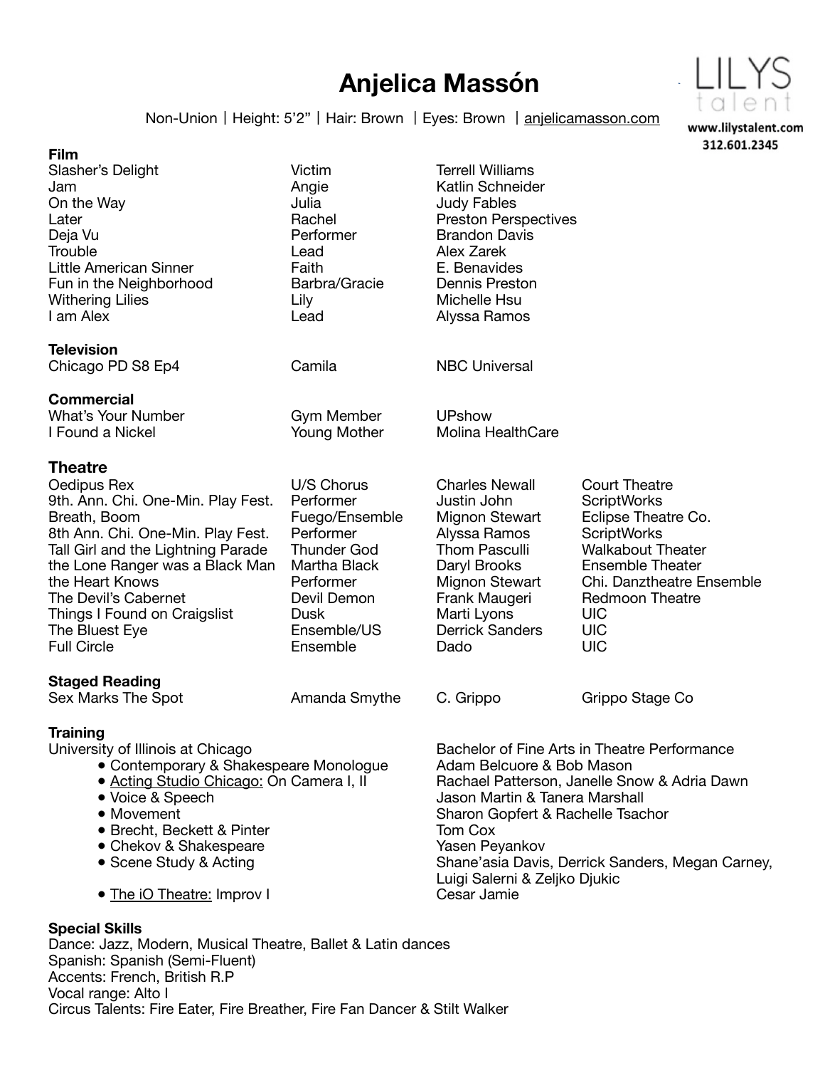# Anjelica Massón

Non-Union | Height: 5'2" | Hair: Brown | Eyes: Brown | anjelicamasson.com

LILYS talent
www.lilystalent.com
312.601.2345

## Film

| | | |
|---|---|---|
| Slasher's Delight | Victim | Terrell Williams |
| Jam | Angie | Katlin Schneider |
| On the Way | Julia | Judy Fables |
| Later | Rachel | Preston Perspectives |
| Deja Vu | Performer | Brandon Davis |
| Trouble | Lead | Alex Zarek |
| Little American Sinner | Faith | E. Benavides |
| Fun in the Neighborhood | Barbra/Gracie | Dennis Preston |
| Withering Lilies | Lily | Michelle Hsu |
| I am Alex | Lead | Alyssa Ramos |

## Television

| | | |
|---|---|---|
| Chicago PD S8 Ep4 | Camila | NBC Universal |

## Commercial

| | | |
|---|---|---|
| What's Your Number | Gym Member | UPshow |
| I Found a Nickel | Young Mother | Molina HealthCare |

## Theatre

| | | | |
|---|---|---|---|
| Oedipus Rex | U/S Chorus | Charles Newall | Court Theatre |
| 9th. Ann. Chi. One-Min. Play Fest. | Performer | Justin John | ScriptWorks |
| Breath, Boom | Fuego/Ensemble | Mignon Stewart | Eclipse Theatre Co. |
| 8th Ann. Chi. One-Min. Play Fest. | Performer | Alyssa Ramos | ScriptWorks |
| Tall Girl and the Lightning Parade | Thunder God | Thom Pasculli | Walkabout Theater |
| the Lone Ranger was a Black Man | Martha Black | Daryl Brooks | Ensemble Theater |
| the Heart Knows | Performer | Mignon Stewart | Chi. Danztheatre Ensemble |
| The Devil's Cabernet | Devil Demon | Frank Maugeri | Redmoon Theatre |
| Things I Found on Craigslist | Dusk | Marti Lyons | UIC |
| The Bluest Eye | Ensemble/US | Derrick Sanders | UIC |
| Full Circle | Ensemble | Dado | UIC |

## Staged Reading

| | | | |
|---|---|---|---|
| Sex Marks The Spot | Amanda Smythe | C. Grippo | Grippo Stage Co |

## Training

University of Illinois at Chicago — Bachelor of Fine Arts in Theatre Performance

- Contemporary & Shakespeare Monologue — Adam Belcuore & Bob Mason
- Acting Studio Chicago: On Camera I, II — Rachael Patterson, Janelle Snow & Adria Dawn
- Voice & Speech — Jason Martin & Tanera Marshall
- Movement — Sharon Gopfert & Rachelle Tsachor
- Brecht, Beckett & Pinter — Tom Cox
- Chekov & Shakespeare — Yasen Peyankov
- Scene Study & Acting — Shane'asia Davis, Derrick Sanders, Megan Carney, Luigi Salerni & Zeljko Djukic
- The iO Theatre: Improv I — Cesar Jamie

## Special Skills

Dance: Jazz, Modern, Musical Theatre, Ballet & Latin dances
Spanish: Spanish (Semi-Fluent)
Accents: French, British R.P
Vocal range: Alto I
Circus Talents: Fire Eater, Fire Breather, Fire Fan Dancer & Stilt Walker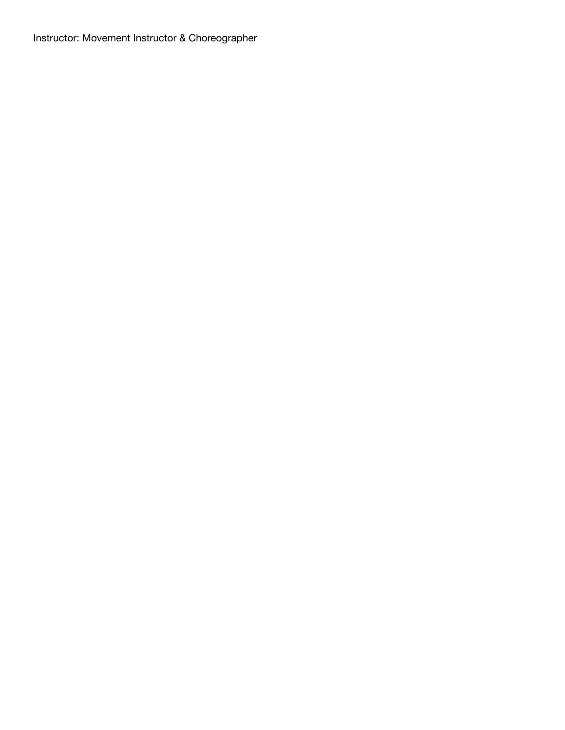Instructor: Movement Instructor & Choreographer